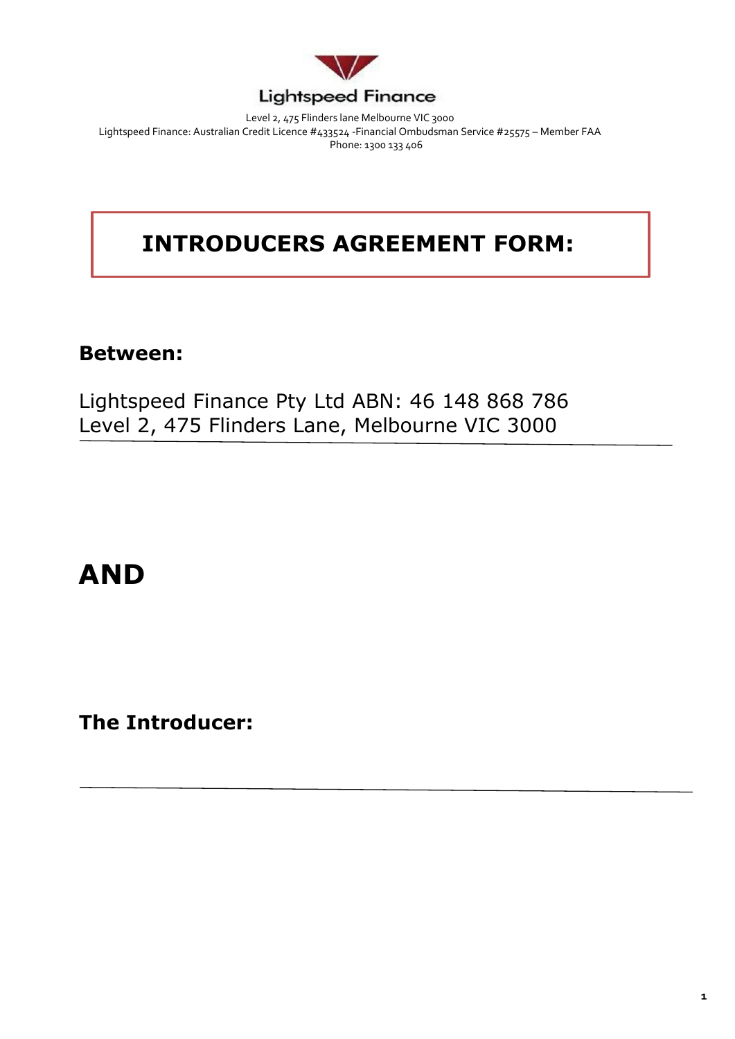Lightspeed Finance

Level 2, 475 Flinders lane Melbourne VIC 3000
Lightspeed Finance: Australian Credit Licence #433524 -Financial Ombudsman Service #25575 – Member FAA
Phone: 1300 133 406

# INTRODUCERS AGREEMENT FORM:

## Between:

Lightspeed Finance Pty Ltd ABN: 46 148 868 786
Level 2, 475 Flinders Lane, Melbourne VIC 3000

---

# AND

## The Introducer:

---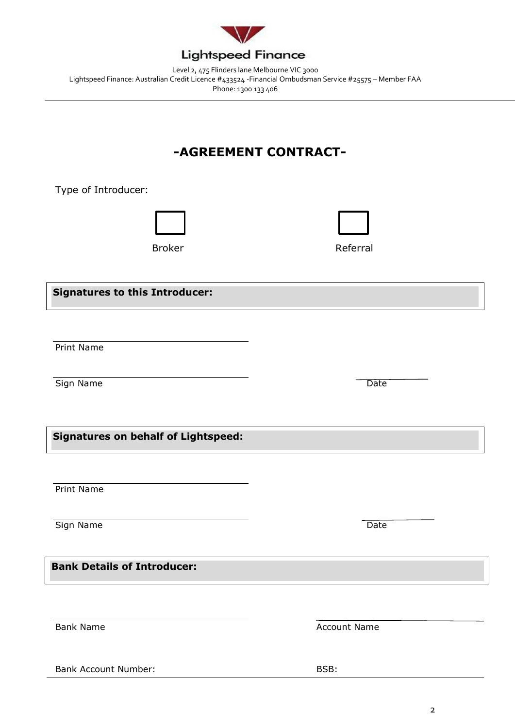Lightspeed Finance

Level 2, 475 Flinders lane Melbourne VIC 3000
Lightspeed Finance: Australian Credit Licence #433524 -Financial Ombudsman Service #25575 – Member FAA
Phone: 1300 133 406

# -AGREEMENT CONTRACT-

Type of Introducer:

☐ Broker

☐ Referral

**Signatures to this Introducer:**

______________________________
Print Name

______________________________
Sign Name

______________
Date

**Signatures on behalf of Lightspeed:**

______________________________
Print Name

______________________________
Sign Name

______________
Date

**Bank Details of Introducer:**

______________________________
Bank Name

______________________________
Account Name

Bank Account Number:

BSB: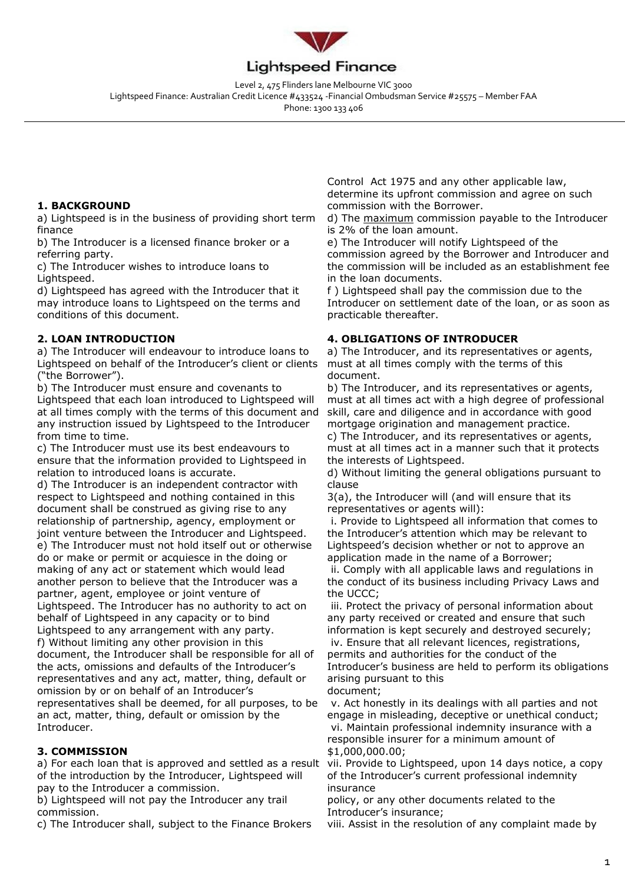Lightspeed Finance

Level 2, 475 Flinders lane Melbourne VIC 3000
Lightspeed Finance: Australian Credit Licence #433524 -Financial Ombudsman Service #25575 – Member FAA
Phone: 1300 133 406

## 1. BACKGROUND

a) Lightspeed is in the business of providing short term finance
b) The Introducer is a licensed finance broker or a referring party.
c) The Introducer wishes to introduce loans to Lightspeed.
d) Lightspeed has agreed with the Introducer that it may introduce loans to Lightspeed on the terms and conditions of this document.

## 2. LOAN INTRODUCTION

a) The Introducer will endeavour to introduce loans to Lightspeed on behalf of the Introducer's client or clients ("the Borrower").
b) The Introducer must ensure and covenants to Lightspeed that each loan introduced to Lightspeed will at all times comply with the terms of this document and any instruction issued by Lightspeed to the Introducer from time to time.
c) The Introducer must use its best endeavours to ensure that the information provided to Lightspeed in relation to introduced loans is accurate.
d) The Introducer is an independent contractor with respect to Lightspeed and nothing contained in this document shall be construed as giving rise to any relationship of partnership, agency, employment or joint venture between the Introducer and Lightspeed.
e) The Introducer must not hold itself out or otherwise do or make or permit or acquiesce in the doing or making of any act or statement which would lead another person to believe that the Introducer was a partner, agent, employee or joint venture of Lightspeed. The Introducer has no authority to act on behalf of Lightspeed in any capacity or to bind Lightspeed to any arrangement with any party.
f) Without limiting any other provision in this document, the Introducer shall be responsible for all of the acts, omissions and defaults of the Introducer's representatives and any act, matter, thing, default or omission by or on behalf of an Introducer's representatives shall be deemed, for all purposes, to be an act, matter, thing, default or omission by the Introducer.

## 3. COMMISSION

a) For each loan that is approved and settled as a result of the introduction by the Introducer, Lightspeed will pay to the Introducer a commission.
b) Lightspeed will not pay the Introducer any trail commission.
c) The Introducer shall, subject to the Finance Brokers Control Act 1975 and any other applicable law, determine its upfront commission and agree on such commission with the Borrower.
d) The maximum commission payable to the Introducer is 2% of the loan amount.
e) The Introducer will notify Lightspeed of the commission agreed by the Borrower and Introducer and the commission will be included as an establishment fee in the loan documents.
f ) Lightspeed shall pay the commission due to the Introducer on settlement date of the loan, or as soon as practicable thereafter.

## 4. OBLIGATIONS OF INTRODUCER

a) The Introducer, and its representatives or agents, must at all times comply with the terms of this document.
b) The Introducer, and its representatives or agents, must at all times act with a high degree of professional skill, care and diligence and in accordance with good mortgage origination and management practice.
c) The Introducer, and its representatives or agents, must at all times act in a manner such that it protects the interests of Lightspeed.
d) Without limiting the general obligations pursuant to clause 3(a), the Introducer will (and will ensure that its representatives or agents will):

i. Provide to Lightspeed all information that comes to the Introducer's attention which may be relevant to Lightspeed's decision whether or not to approve an application made in the name of a Borrower;
ii. Comply with all applicable laws and regulations in the conduct of its business including Privacy Laws and the UCCC;
iii. Protect the privacy of personal information about any party received or created and ensure that such information is kept securely and destroyed securely;
iv. Ensure that all relevant licences, registrations, permits and authorities for the conduct of the Introducer's business are held to perform its obligations arising pursuant to this document;
v. Act honestly in its dealings with all parties and not engage in misleading, deceptive or unethical conduct;
vi. Maintain professional indemnity insurance with a responsible insurer for a minimum amount of $1,000,000.00;
vii. Provide to Lightspeed, upon 14 days notice, a copy of the Introducer's current professional indemnity insurance policy, or any other documents related to the Introducer's insurance;
viii. Assist in the resolution of any complaint made by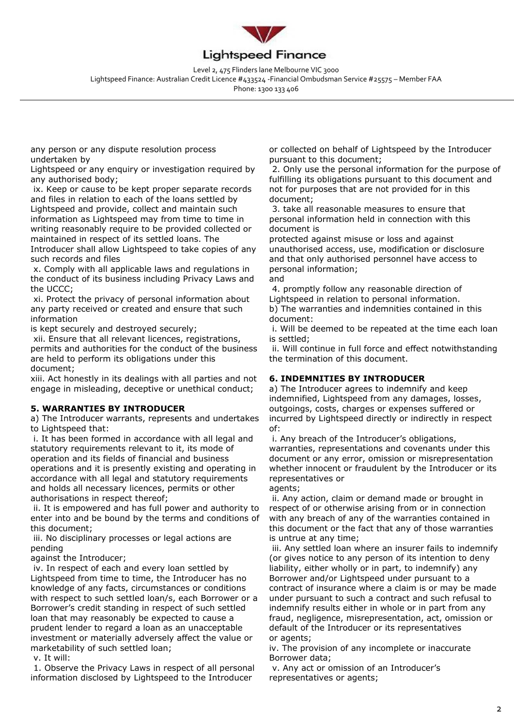any person or any dispute resolution process undertaken by Lightspeed or any enquiry or investigation required by any authorised body;

ix. Keep or cause to be kept proper separate records and files in relation to each of the loans settled by Lightspeed and provide, collect and maintain such information as Lightspeed may from time to time in writing reasonably require to be provided collected or maintained in respect of its settled loans. The Introducer shall allow Lightspeed to take copies of any such records and files

x. Comply with all applicable laws and regulations in the conduct of its business including Privacy Laws and the UCCC;

xi. Protect the privacy of personal information about any party received or created and ensure that such information is kept securely and destroyed securely;

xii. Ensure that all relevant licences, registrations, permits and authorities for the conduct of the business are held to perform its obligations under this document;

xiii. Act honestly in its dealings with all parties and not engage in misleading, deceptive or unethical conduct;

## 5. WARRANTIES BY INTRODUCER

a) The Introducer warrants, represents and undertakes to Lightspeed that:

i. It has been formed in accordance with all legal and statutory requirements relevant to it, its mode of operation and its fields of financial and business operations and it is presently existing and operating in accordance with all legal and statutory requirements and holds all necessary licences, permits or other authorisations in respect thereof;

ii. It is empowered and has full power and authority to enter into and be bound by the terms and conditions of this document;

iii. No disciplinary processes or legal actions are pending against the Introducer;

iv. In respect of each and every loan settled by Lightspeed from time to time, the Introducer has no knowledge of any facts, circumstances or conditions with respect to such settled loan/s, each Borrower or a Borrower's credit standing in respect of such settled loan that may reasonably be expected to cause a prudent lender to regard a loan as an unacceptable investment or materially adversely affect the value or marketability of such settled loan;

v. It will:

1. Observe the Privacy Laws in respect of all personal information disclosed by Lightspeed to the Introducer or collected on behalf of Lightspeed by the Introducer pursuant to this document;

2. Only use the personal information for the purpose of fulfilling its obligations pursuant to this document and not for purposes that are not provided for in this document;

3. take all reasonable measures to ensure that personal information held in connection with this document is protected against misuse or loss and against unauthorised access, use, modification or disclosure and that only authorised personnel have access to personal information;

and

4. promptly follow any reasonable direction of Lightspeed in relation to personal information.

b) The warranties and indemnities contained in this document:

i. Will be deemed to be repeated at the time each loan is settled;

ii. Will continue in full force and effect notwithstanding the termination of this document.

## 6. INDEMNITIES BY INTRODUCER

a) The Introducer agrees to indemnify and keep indemnified, Lightspeed from any damages, losses, outgoings, costs, charges or expenses suffered or incurred by Lightspeed directly or indirectly in respect of:

i. Any breach of the Introducer's obligations, warranties, representations and covenants under this document or any error, omission or misrepresentation whether innocent or fraudulent by the Introducer or its representatives or agents;

ii. Any action, claim or demand made or brought in respect of or otherwise arising from or in connection with any breach of any of the warranties contained in this document or the fact that any of those warranties is untrue at any time;

iii. Any settled loan where an insurer fails to indemnify (or gives notice to any person of its intention to deny liability, either wholly or in part, to indemnify) any Borrower and/or Lightspeed under pursuant to a contract of insurance where a claim is or may be made under pursuant to such a contract and such refusal to indemnify results either in whole or in part from any fraud, negligence, misrepresentation, act, omission or default of the Introducer or its representatives or agents;

iv. The provision of any incomplete or inaccurate Borrower data;

v. Any act or omission of an Introducer's representatives or agents;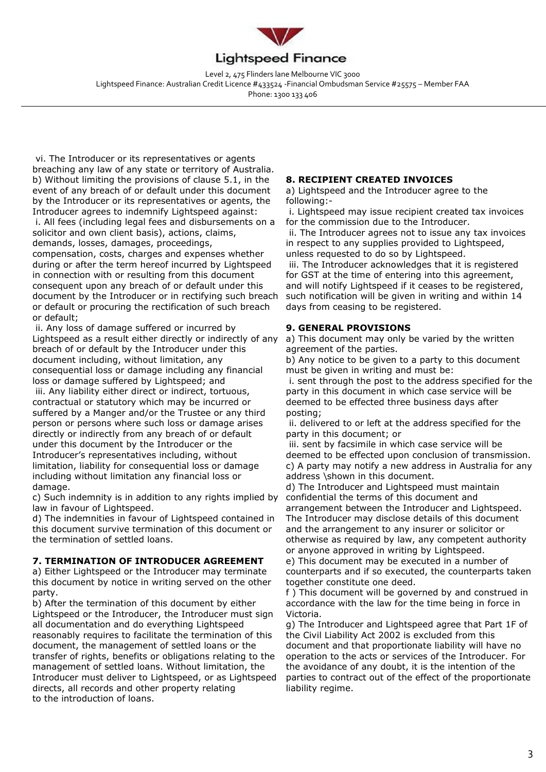vi. The Introducer or its representatives or agents breaching any law of any state or territory of Australia.

b) Without limiting the provisions of clause 5.1, in the event of any breach of or default under this document by the Introducer or its representatives or agents, the Introducer agrees to indemnify Lightspeed against:

i. All fees (including legal fees and disbursements on a solicitor and own client basis), actions, claims, demands, losses, damages, proceedings, compensation, costs, charges and expenses whether during or after the term hereof incurred by Lightspeed in connection with or resulting from this document consequent upon any breach of or default under this document by the Introducer or in rectifying such breach or default or procuring the rectification of such breach or default;

ii. Any loss of damage suffered or incurred by Lightspeed as a result either directly or indirectly of any breach of or default by the Introducer under this document including, without limitation, any consequential loss or damage including any financial loss or damage suffered by Lightspeed; and

iii. Any liability either direct or indirect, tortuous, contractual or statutory which may be incurred or suffered by a Manger and/or the Trustee or any third person or persons where such loss or damage arises directly or indirectly from any breach of or default under this document by the Introducer or the Introducer's representatives including, without limitation, liability for consequential loss or damage including without limitation any financial loss or damage.

c) Such indemnity is in addition to any rights implied by law in favour of Lightspeed.

d) The indemnities in favour of Lightspeed contained in this document survive termination of this document or the termination of settled loans.

**7. TERMINATION OF INTRODUCER AGREEMENT**

a) Either Lightspeed or the Introducer may terminate this document by notice in writing served on the other party.

b) After the termination of this document by either Lightspeed or the Introducer, the Introducer must sign all documentation and do everything Lightspeed reasonably requires to facilitate the termination of this document, the management of settled loans or the transfer of rights, benefits or obligations relating to the management of settled loans. Without limitation, the Introducer must deliver to Lightspeed, or as Lightspeed directs, all records and other property relating to the introduction of loans.

**8. RECIPIENT CREATED INVOICES**

a) Lightspeed and the Introducer agree to the following:-

i. Lightspeed may issue recipient created tax invoices for the commission due to the Introducer.

ii. The Introducer agrees not to issue any tax invoices in respect to any supplies provided to Lightspeed, unless requested to do so by Lightspeed.

iii. The Introducer acknowledges that it is registered for GST at the time of entering into this agreement, and will notify Lightspeed if it ceases to be registered, such notification will be given in writing and within 14 days from ceasing to be registered.

**9. GENERAL PROVISIONS**

a) This document may only be varied by the written agreement of the parties.

b) Any notice to be given to a party to this document must be given in writing and must be:

i. sent through the post to the address specified for the party in this document in which case service will be deemed to be effected three business days after posting;

ii. delivered to or left at the address specified for the party in this document; or

iii. sent by facsimile in which case service will be deemed to be effected upon conclusion of transmission.

c) A party may notify a new address in Australia for any address \shown in this document.

d) The Introducer and Lightspeed must maintain confidential the terms of this document and arrangement between the Introducer and Lightspeed. The Introducer may disclose details of this document and the arrangement to any insurer or solicitor or otherwise as required by law, any competent authority or anyone approved in writing by Lightspeed.

e) This document may be executed in a number of counterparts and if so executed, the counterparts taken together constitute one deed.

f ) This document will be governed by and construed in accordance with the law for the time being in force in Victoria.

g) The Introducer and Lightspeed agree that Part 1F of the Civil Liability Act 2002 is excluded from this document and that proportionate liability will have no operation to the acts or services of the Introducer. For the avoidance of any doubt, it is the intention of the parties to contract out of the effect of the proportionate liability regime.